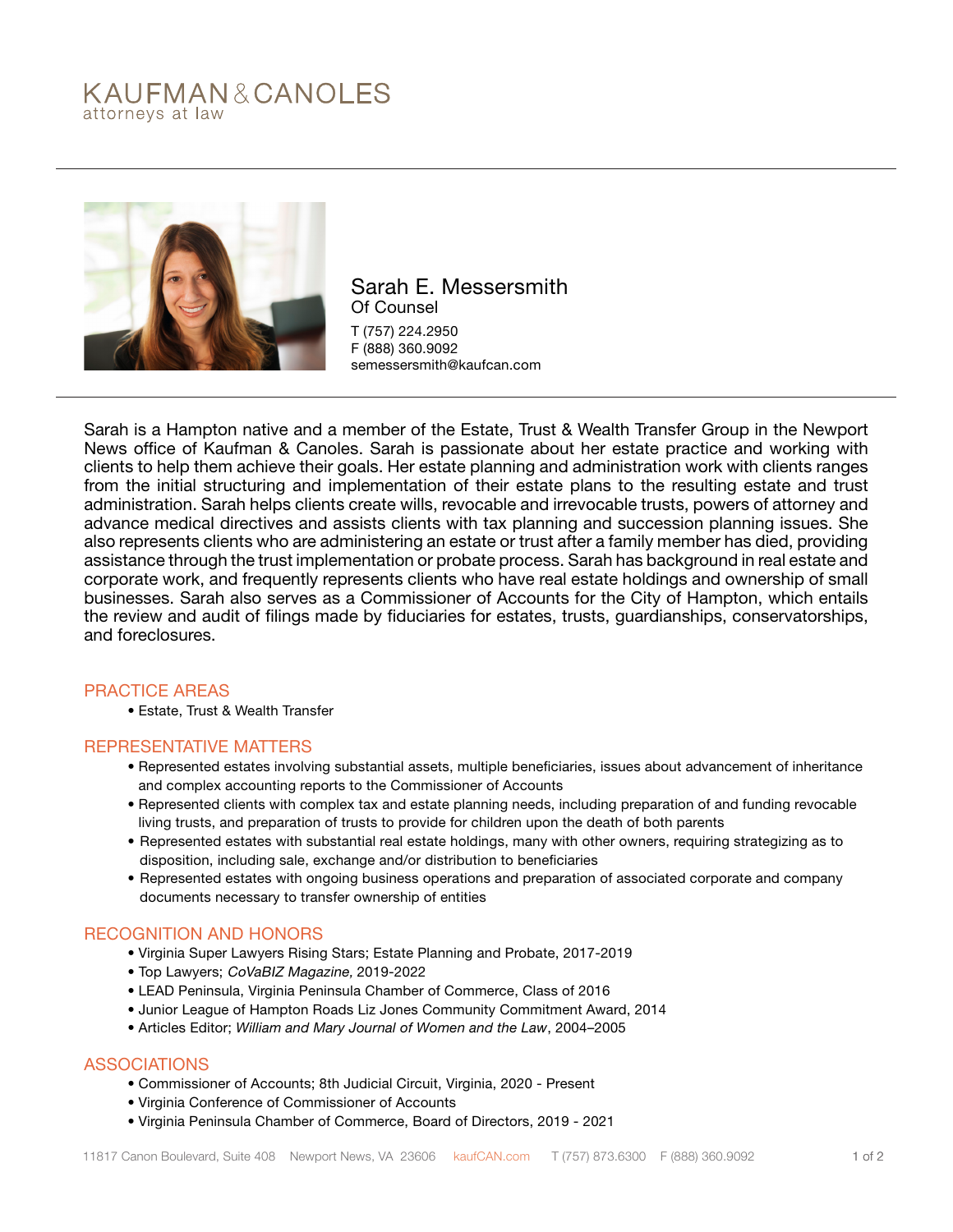KAUFMAN & CANOLES
attorneys at law

# Sarah E. Messersmith

Of Counsel

T (757) 224.2950
F (888) 360.9092
semessersmith@kaufcan.com

Sarah is a Hampton native and a member of the Estate, Trust & Wealth Transfer Group in the Newport News office of Kaufman & Canoles. Sarah is passionate about her estate practice and working with clients to help them achieve their goals. Her estate planning and administration work with clients ranges from the initial structuring and implementation of their estate plans to the resulting estate and trust administration. Sarah helps clients create wills, revocable and irrevocable trusts, powers of attorney and advance medical directives and assists clients with tax planning and succession planning issues. She also represents clients who are administering an estate or trust after a family member has died, providing assistance through the trust implementation or probate process. Sarah has background in real estate and corporate work, and frequently represents clients who have real estate holdings and ownership of small businesses. Sarah also serves as a Commissioner of Accounts for the City of Hampton, which entails the review and audit of filings made by fiduciaries for estates, trusts, guardianships, conservatorships, and foreclosures.

## PRACTICE AREAS

- Estate, Trust & Wealth Transfer

## REPRESENTATIVE MATTERS

- Represented estates involving substantial assets, multiple beneficiaries, issues about advancement of inheritance and complex accounting reports to the Commissioner of Accounts
- Represented clients with complex tax and estate planning needs, including preparation of and funding revocable living trusts, and preparation of trusts to provide for children upon the death of both parents
- Represented estates with substantial real estate holdings, many with other owners, requiring strategizing as to disposition, including sale, exchange and/or distribution to beneficiaries
- Represented estates with ongoing business operations and preparation of associated corporate and company documents necessary to transfer ownership of entities

## RECOGNITION AND HONORS

- Virginia Super Lawyers Rising Stars; Estate Planning and Probate, 2017-2019
- Top Lawyers; *CoVaBIZ Magazine,* 2019-2022
- LEAD Peninsula, Virginia Peninsula Chamber of Commerce, Class of 2016
- Junior League of Hampton Roads Liz Jones Community Commitment Award, 2014
- Articles Editor; *William and Mary Journal of Women and the Law*, 2004–2005

## ASSOCIATIONS

- Commissioner of Accounts; 8th Judicial Circuit, Virginia, 2020 - Present
- Virginia Conference of Commissioner of Accounts
- Virginia Peninsula Chamber of Commerce, Board of Directors, 2019 - 2021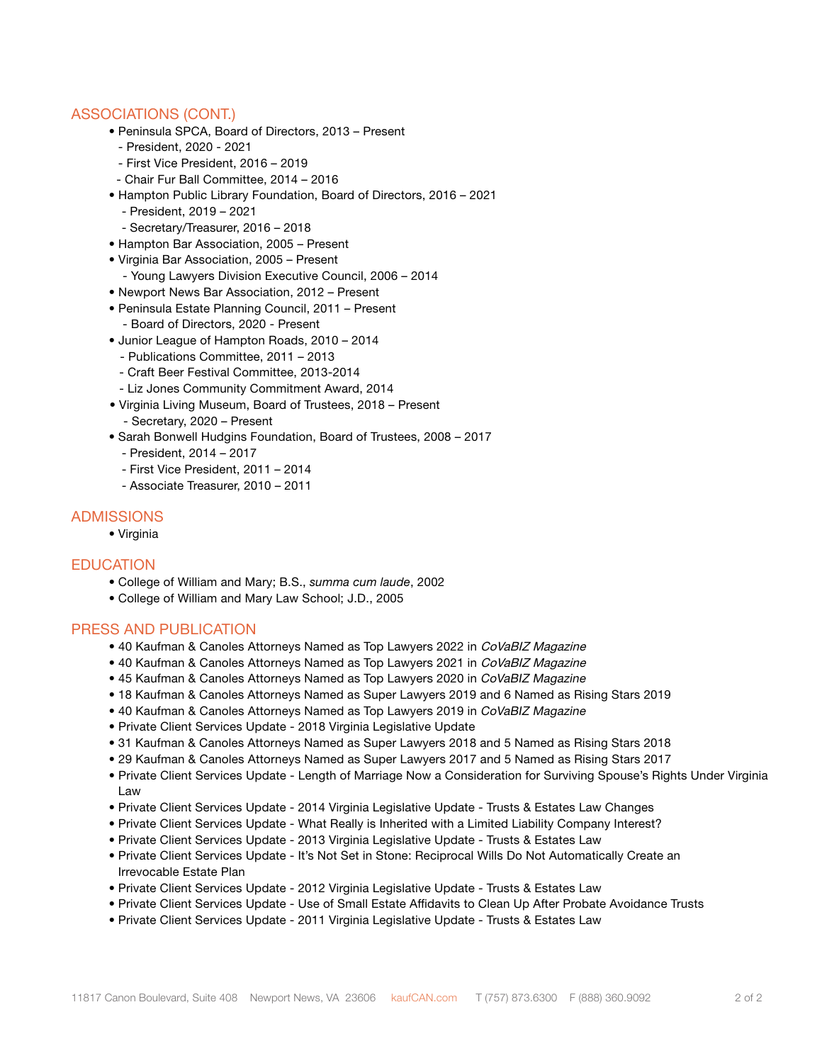## ASSOCIATIONS (CONT.)

- Peninsula SPCA, Board of Directors, 2013 – Present
  - President, 2020 - 2021
  - First Vice President, 2016 – 2019
  - Chair Fur Ball Committee, 2014 – 2016
- Hampton Public Library Foundation, Board of Directors, 2016 – 2021
  - President, 2019 – 2021
  - Secretary/Treasurer, 2016 – 2018
- Hampton Bar Association, 2005 – Present
- Virginia Bar Association, 2005 – Present
  - Young Lawyers Division Executive Council, 2006 – 2014
- Newport News Bar Association, 2012 – Present
- Peninsula Estate Planning Council, 2011 – Present
  - Board of Directors, 2020 - Present
- Junior League of Hampton Roads, 2010 – 2014
  - Publications Committee, 2011 – 2013
  - Craft Beer Festival Committee, 2013-2014
  - Liz Jones Community Commitment Award, 2014
- Virginia Living Museum, Board of Trustees, 2018 – Present
  - Secretary, 2020 – Present
- Sarah Bonwell Hudgins Foundation, Board of Trustees, 2008 – 2017
  - President, 2014 – 2017
  - First Vice President, 2011 – 2014
  - Associate Treasurer, 2010 – 2011

## ADMISSIONS

- Virginia

## EDUCATION

- College of William and Mary; B.S., *summa cum laude*, 2002
- College of William and Mary Law School; J.D., 2005

## PRESS AND PUBLICATION

- 40 Kaufman & Canoles Attorneys Named as Top Lawyers 2022 in *CoVaBIZ Magazine*
- 40 Kaufman & Canoles Attorneys Named as Top Lawyers 2021 in *CoVaBIZ Magazine*
- 45 Kaufman & Canoles Attorneys Named as Top Lawyers 2020 in *CoVaBIZ Magazine*
- 18 Kaufman & Canoles Attorneys Named as Super Lawyers 2019 and 6 Named as Rising Stars 2019
- 40 Kaufman & Canoles Attorneys Named as Top Lawyers 2019 in *CoVaBIZ Magazine*
- Private Client Services Update - 2018 Virginia Legislative Update
- 31 Kaufman & Canoles Attorneys Named as Super Lawyers 2018 and 5 Named as Rising Stars 2018
- 29 Kaufman & Canoles Attorneys Named as Super Lawyers 2017 and 5 Named as Rising Stars 2017
- Private Client Services Update - Length of Marriage Now a Consideration for Surviving Spouse's Rights Under Virginia Law
- Private Client Services Update - 2014 Virginia Legislative Update - Trusts & Estates Law Changes
- Private Client Services Update - What Really is Inherited with a Limited Liability Company Interest?
- Private Client Services Update - 2013 Virginia Legislative Update - Trusts & Estates Law
- Private Client Services Update - It's Not Set in Stone: Reciprocal Wills Do Not Automatically Create an Irrevocable Estate Plan
- Private Client Services Update - 2012 Virginia Legislative Update - Trusts & Estates Law
- Private Client Services Update - Use of Small Estate Affidavits to Clean Up After Probate Avoidance Trusts
- Private Client Services Update - 2011 Virginia Legislative Update - Trusts & Estates Law